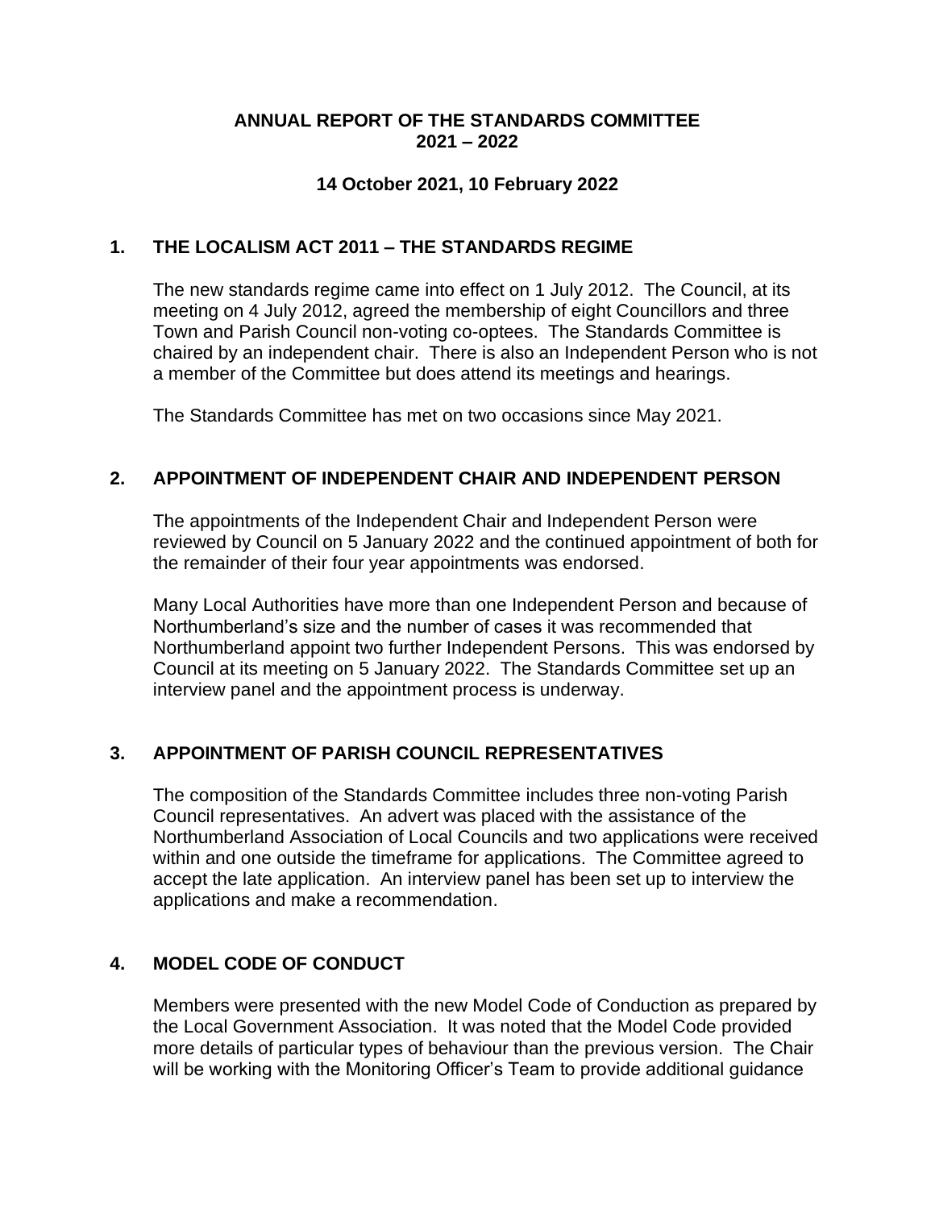# ANNUAL REPORT OF THE STANDARDS COMMITTEE 2021 – 2022

**14 October 2021, 10 February 2022**

## 1. THE LOCALISM ACT 2011 – THE STANDARDS REGIME

The new standards regime came into effect on 1 July 2012. The Council, at its meeting on 4 July 2012, agreed the membership of eight Councillors and three Town and Parish Council non-voting co-optees. The Standards Committee is chaired by an independent chair. There is also an Independent Person who is not a member of the Committee but does attend its meetings and hearings.

The Standards Committee has met on two occasions since May 2021.

## 2. APPOINTMENT OF INDEPENDENT CHAIR AND INDEPENDENT PERSON

The appointments of the Independent Chair and Independent Person were reviewed by Council on 5 January 2022 and the continued appointment of both for the remainder of their four year appointments was endorsed.

Many Local Authorities have more than one Independent Person and because of Northumberland's size and the number of cases it was recommended that Northumberland appoint two further Independent Persons. This was endorsed by Council at its meeting on 5 January 2022. The Standards Committee set up an interview panel and the appointment process is underway.

## 3. APPOINTMENT OF PARISH COUNCIL REPRESENTATIVES

The composition of the Standards Committee includes three non-voting Parish Council representatives. An advert was placed with the assistance of the Northumberland Association of Local Councils and two applications were received within and one outside the timeframe for applications. The Committee agreed to accept the late application. An interview panel has been set up to interview the applications and make a recommendation.

## 4. MODEL CODE OF CONDUCT

Members were presented with the new Model Code of Conduction as prepared by the Local Government Association. It was noted that the Model Code provided more details of particular types of behaviour than the previous version. The Chair will be working with the Monitoring Officer's Team to provide additional guidance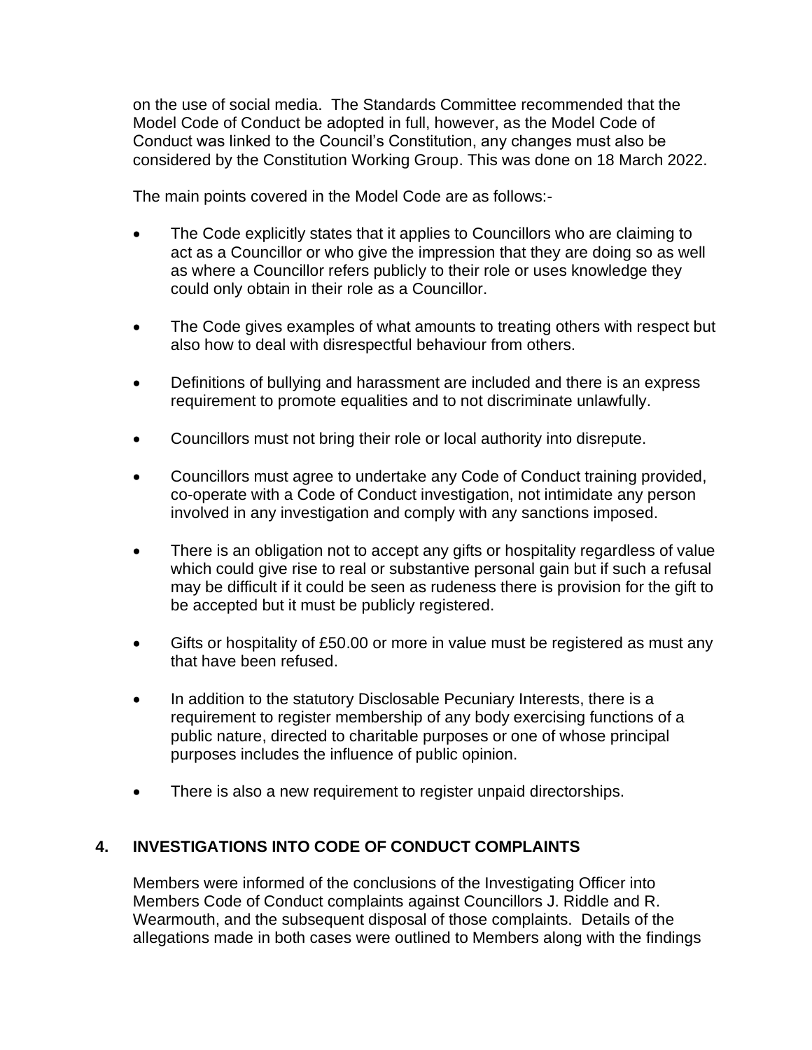on the use of social media. The Standards Committee recommended that the Model Code of Conduct be adopted in full, however, as the Model Code of Conduct was linked to the Council's Constitution, any changes must also be considered by the Constitution Working Group. This was done on 18 March 2022.

The main points covered in the Model Code are as follows:-

- The Code explicitly states that it applies to Councillors who are claiming to act as a Councillor or who give the impression that they are doing so as well as where a Councillor refers publicly to their role or uses knowledge they could only obtain in their role as a Councillor.

- The Code gives examples of what amounts to treating others with respect but also how to deal with disrespectful behaviour from others.

- Definitions of bullying and harassment are included and there is an express requirement to promote equalities and to not discriminate unlawfully.

- Councillors must not bring their role or local authority into disrepute.

- Councillors must agree to undertake any Code of Conduct training provided, co-operate with a Code of Conduct investigation, not intimidate any person involved in any investigation and comply with any sanctions imposed.

- There is an obligation not to accept any gifts or hospitality regardless of value which could give rise to real or substantive personal gain but if such a refusal may be difficult if it could be seen as rudeness there is provision for the gift to be accepted but it must be publicly registered.

- Gifts or hospitality of £50.00 or more in value must be registered as must any that have been refused.

- In addition to the statutory Disclosable Pecuniary Interests, there is a requirement to register membership of any body exercising functions of a public nature, directed to charitable purposes or one of whose principal purposes includes the influence of public opinion.

- There is also a new requirement to register unpaid directorships.

## 4. INVESTIGATIONS INTO CODE OF CONDUCT COMPLAINTS

Members were informed of the conclusions of the Investigating Officer into Members Code of Conduct complaints against Councillors J. Riddle and R. Wearmouth, and the subsequent disposal of those complaints. Details of the allegations made in both cases were outlined to Members along with the findings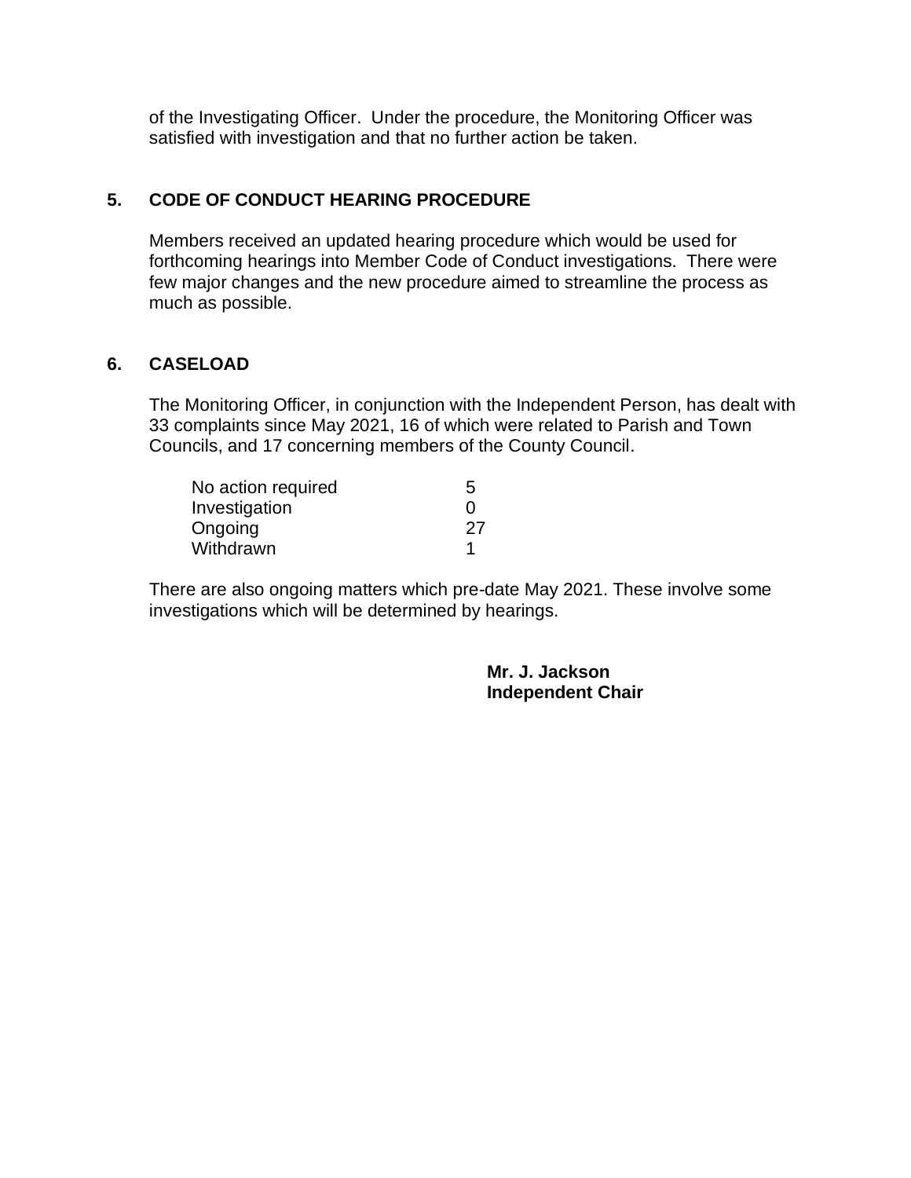of the Investigating Officer. Under the procedure, the Monitoring Officer was satisfied with investigation and that no further action be taken.

## 5. CODE OF CONDUCT HEARING PROCEDURE

Members received an updated hearing procedure which would be used for forthcoming hearings into Member Code of Conduct investigations. There were few major changes and the new procedure aimed to streamline the process as much as possible.

## 6. CASELOAD

The Monitoring Officer, in conjunction with the Independent Person, has dealt with 33 complaints since May 2021, 16 of which were related to Parish and Town Councils, and 17 concerning members of the County Council.

| | |
|---|---|
| No action required | 5 |
| Investigation | 0 |
| Ongoing | 27 |
| Withdrawn | 1 |

There are also ongoing matters which pre-date May 2021. These involve some investigations which will be determined by hearings.

**Mr. J. Jackson**
**Independent Chair**